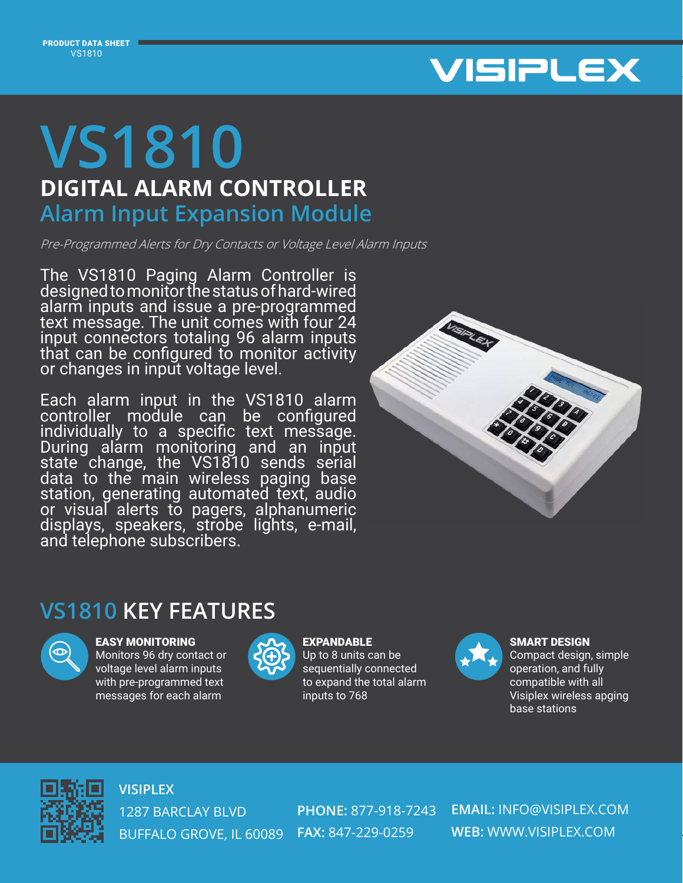PRODUCT DATA SHEET
VS1810

VISIPLEX

# VS1810

## DIGITAL ALARM CONTROLLER

## Alarm Input Expansion Module

*Pre-Programmed Alerts for Dry Contacts or Voltage Level Alarm Inputs*

The VS1810 Paging Alarm Controller is designed to monitor the status of hard-wired alarm inputs and issue a pre-programmed text message. The unit comes with four 24 input connectors totaling 96 alarm inputs that can be configured to monitor activity or changes in input voltage level.

Each alarm input in the VS1810 alarm controller module can be configured individually to a specific text message. During alarm monitoring and an input state change, the VS1810 sends serial data to the main wireless paging base station, generating automated text, audio or visual alerts to pagers, alphanumeric displays, speakers, strobe lights, e-mail, and telephone subscribers.

## VS1810 KEY FEATURES

**EASY MONITORING**
Monitors 96 dry contact or voltage level alarm inputs with pre-programmed text messages for each alarm

**EXPANDABLE**
Up to 8 units can be sequentially connected to expand the total alarm inputs to 768

**SMART DESIGN**
Compact design, simple operation, and fully compatible with all Visiplex wireless apging base stations

**VISIPLEX**
1287 BARCLAY BLVD
BUFFALO GROVE, IL 60089

**PHONE:** 877-918-7243
**FAX:** 847-229-0259

**EMAIL:** INFO@VISIPLEX.COM
**WEB:** WWW.VISIPLEX.COM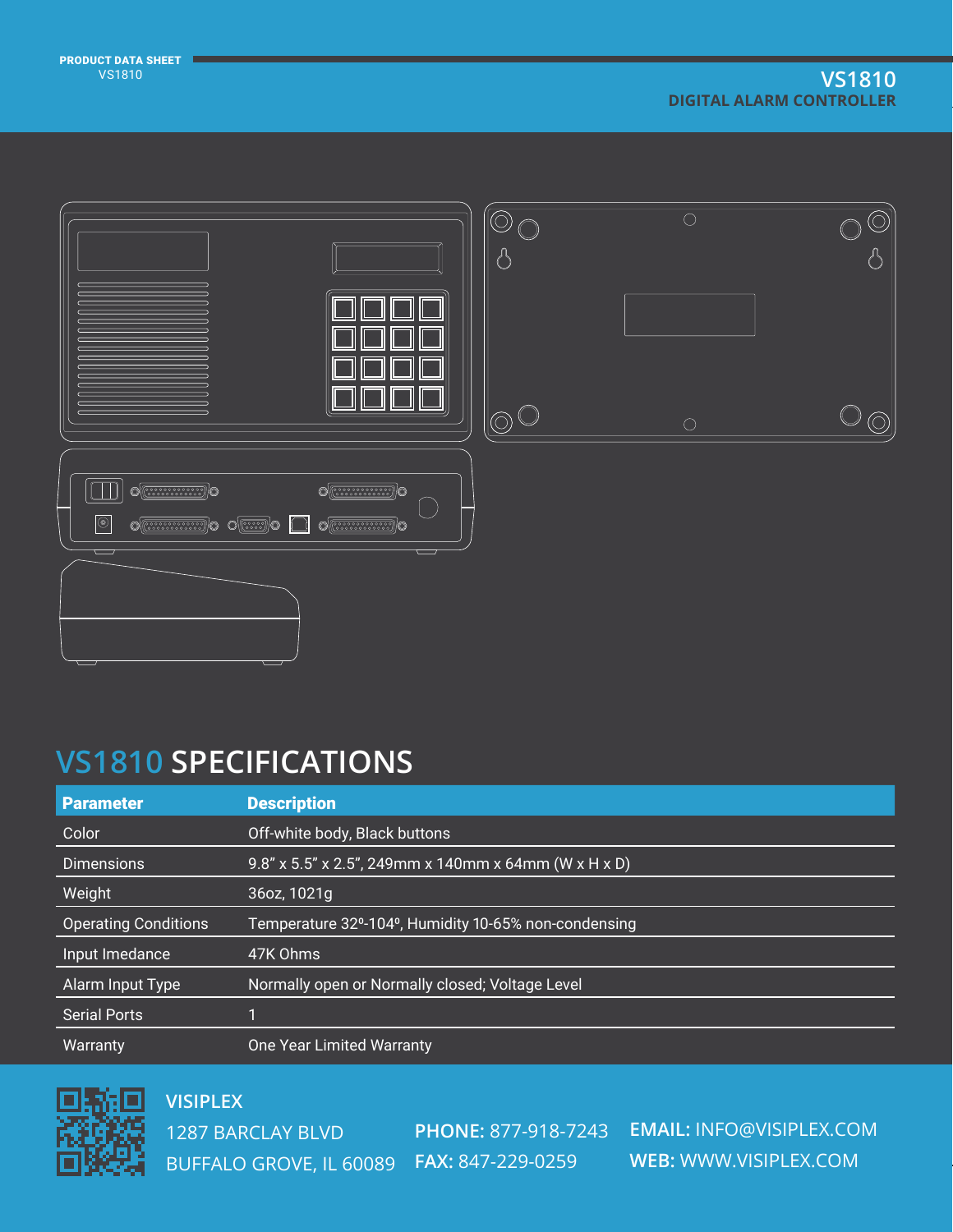PRODUCT DATA SHEET
VS1810

# VS1810
## DIGITAL ALARM CONTROLLER

# VS1810 SPECIFICATIONS

| Parameter | Description |
|---|---|
| Color | Off-white body, Black buttons |
| Dimensions | 9.8" x 5.5" x 2.5", 249mm x 140mm x 64mm (W x H x D) |
| Weight | 36oz, 1021g |
| Operating Conditions | Temperature 32º-104º, Humidity 10-65% non-condensing |
| Input Imedance | 47K Ohms |
| Alarm Input Type | Normally open or Normally closed; Voltage Level |
| Serial Ports | 1 |
| Warranty | One Year Limited Warranty |

**VISIPLEX**
1287 BARCLAY BLVD
BUFFALO GROVE, IL 60089

**PHONE:** 877-918-7243
**FAX:** 847-229-0259

**EMAIL:** INFO@VISIPLEX.COM
**WEB:** WWW.VISIPLEX.COM